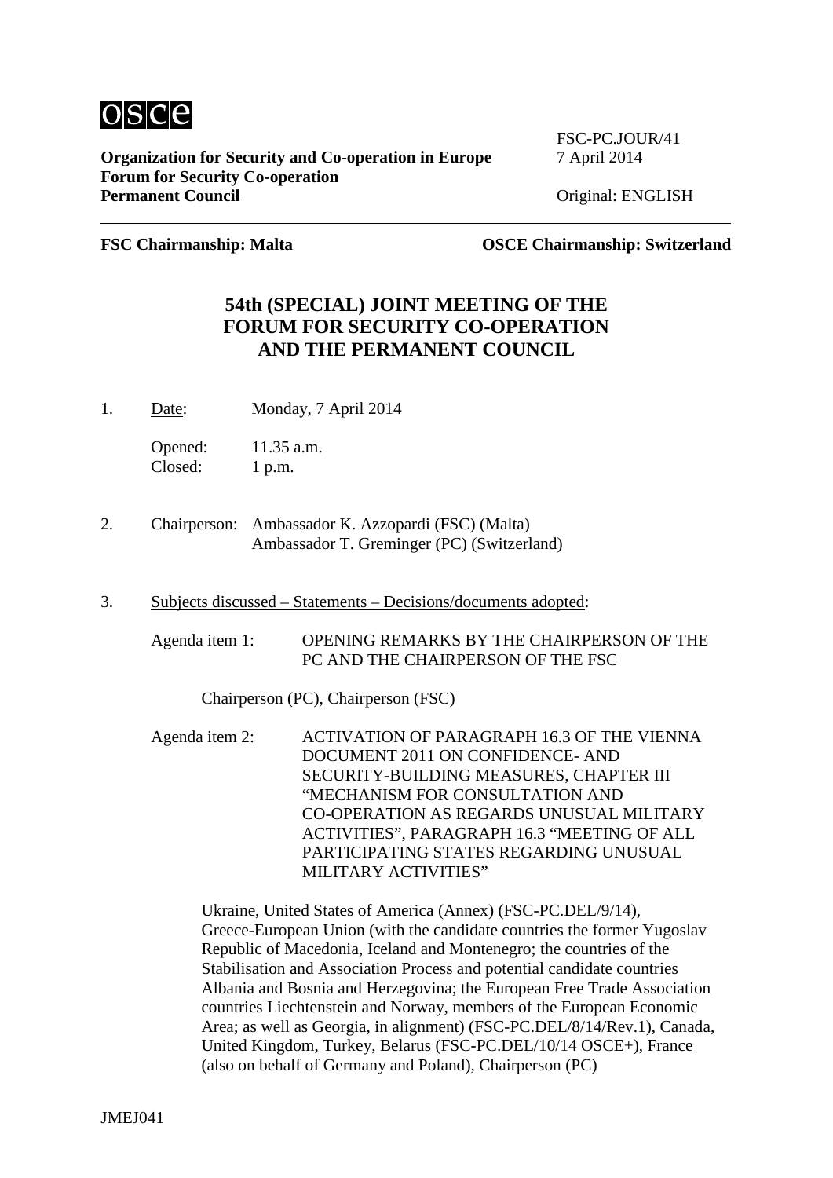osce

**Organization for Security and Co-operation in Europe**
**Forum for Security Co-operation**
**Permanent Council**

FSC-PC.JOUR/41
7 April 2014

Original: ENGLISH

---

**FSC Chairmanship: Malta** **OSCE Chairmanship: Switzerland**

## 54th (SPECIAL) JOINT MEETING OF THE FORUM FOR SECURITY CO-OPERATION AND THE PERMANENT COUNCIL

1. Date: Monday, 7 April 2014

   Opened: 11.35 a.m.
   Closed: 1 p.m.

2. Chairperson: Ambassador K. Azzopardi (FSC) (Malta)
   Ambassador T. Greminger (PC) (Switzerland)

3. Subjects discussed – Statements – Decisions/documents adopted:

   Agenda item 1: OPENING REMARKS BY THE CHAIRPERSON OF THE PC AND THE CHAIRPERSON OF THE FSC

   Chairperson (PC), Chairperson (FSC)

   Agenda item 2: ACTIVATION OF PARAGRAPH 16.3 OF THE VIENNA DOCUMENT 2011 ON CONFIDENCE- AND SECURITY-BUILDING MEASURES, CHAPTER III "MECHANISM FOR CONSULTATION AND CO-OPERATION AS REGARDS UNUSUAL MILITARY ACTIVITIES", PARAGRAPH 16.3 "MEETING OF ALL PARTICIPATING STATES REGARDING UNUSUAL MILITARY ACTIVITIES"

   Ukraine, United States of America (Annex) (FSC-PC.DEL/9/14), Greece-European Union (with the candidate countries the former Yugoslav Republic of Macedonia, Iceland and Montenegro; the countries of the Stabilisation and Association Process and potential candidate countries Albania and Bosnia and Herzegovina; the European Free Trade Association countries Liechtenstein and Norway, members of the European Economic Area; as well as Georgia, in alignment) (FSC-PC.DEL/8/14/Rev.1), Canada, United Kingdom, Turkey, Belarus (FSC-PC.DEL/10/14 OSCE+), France (also on behalf of Germany and Poland), Chairperson (PC)

JMEJ041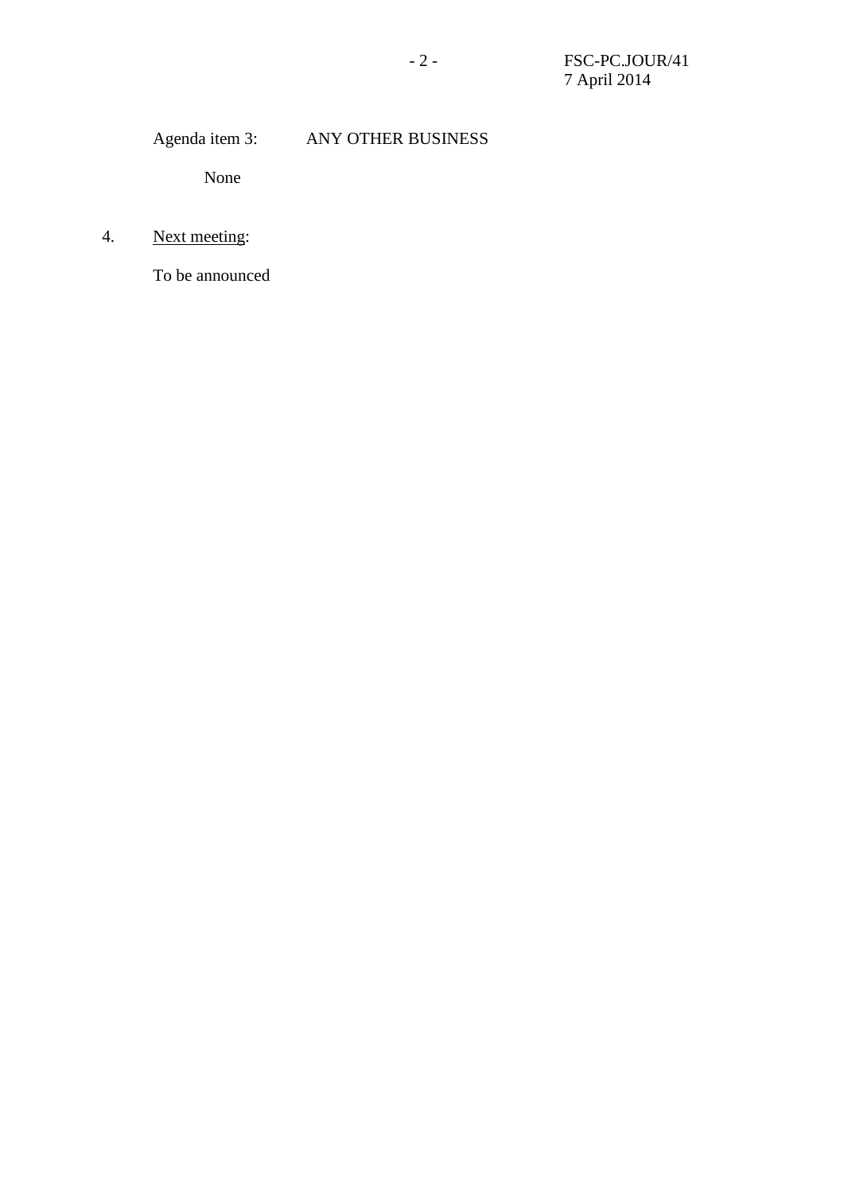Agenda item 3: ANY OTHER BUSINESS

None

4. Next meeting:

To be announced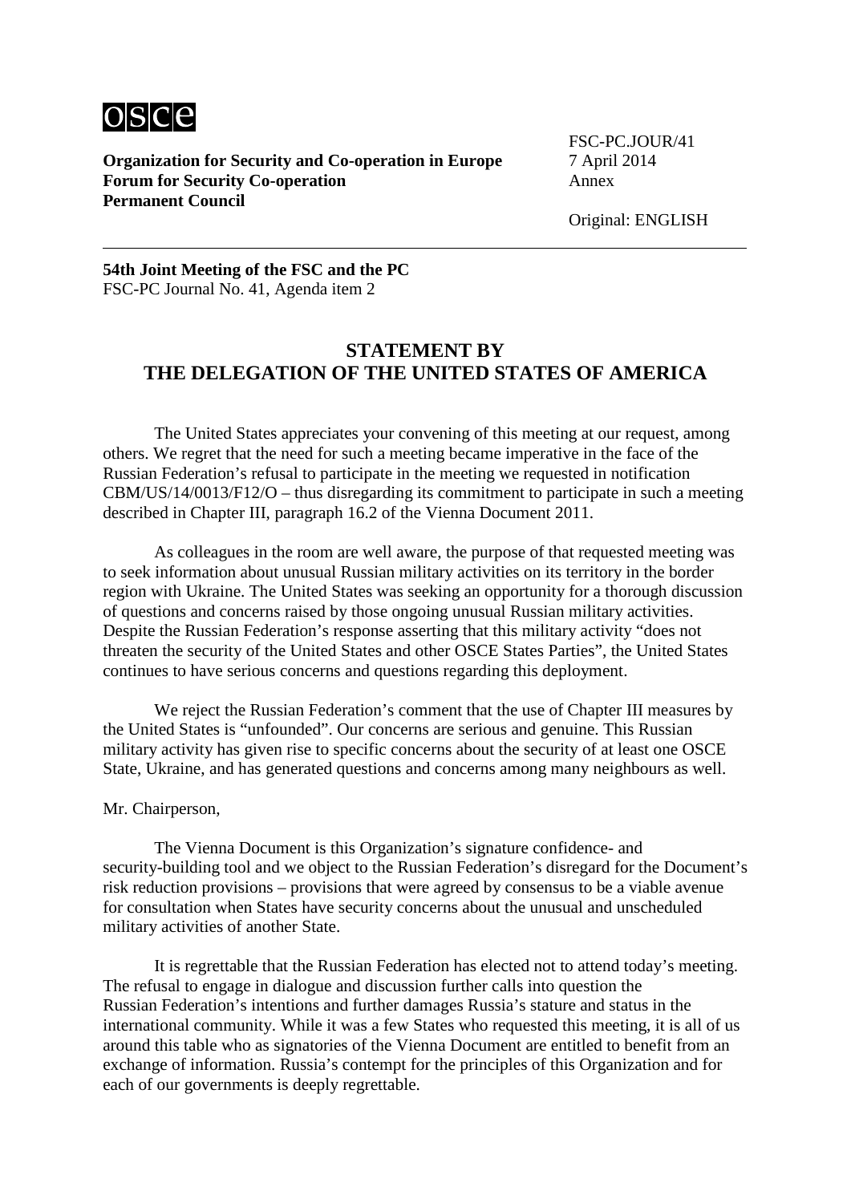**Organization for Security and Co-operation in Europe**
**Forum for Security Co-operation**
**Permanent Council**

FSC-PC.JOUR/41
7 April 2014
Annex

Original: ENGLISH

---

**54th Joint Meeting of the FSC and the PC**
FSC-PC Journal No. 41, Agenda item 2

## STATEMENT BY THE DELEGATION OF THE UNITED STATES OF AMERICA

The United States appreciates your convening of this meeting at our request, among others. We regret that the need for such a meeting became imperative in the face of the Russian Federation's refusal to participate in the meeting we requested in notification CBM/US/14/0013/F12/O – thus disregarding its commitment to participate in such a meeting described in Chapter III, paragraph 16.2 of the Vienna Document 2011.

As colleagues in the room are well aware, the purpose of that requested meeting was to seek information about unusual Russian military activities on its territory in the border region with Ukraine. The United States was seeking an opportunity for a thorough discussion of questions and concerns raised by those ongoing unusual Russian military activities. Despite the Russian Federation's response asserting that this military activity "does not threaten the security of the United States and other OSCE States Parties", the United States continues to have serious concerns and questions regarding this deployment.

We reject the Russian Federation's comment that the use of Chapter III measures by the United States is "unfounded". Our concerns are serious and genuine. This Russian military activity has given rise to specific concerns about the security of at least one OSCE State, Ukraine, and has generated questions and concerns among many neighbours as well.

Mr. Chairperson,

The Vienna Document is this Organization's signature confidence- and security-building tool and we object to the Russian Federation's disregard for the Document's risk reduction provisions – provisions that were agreed by consensus to be a viable avenue for consultation when States have security concerns about the unusual and unscheduled military activities of another State.

It is regrettable that the Russian Federation has elected not to attend today's meeting. The refusal to engage in dialogue and discussion further calls into question the Russian Federation's intentions and further damages Russia's stature and status in the international community. While it was a few States who requested this meeting, it is all of us around this table who as signatories of the Vienna Document are entitled to benefit from an exchange of information. Russia's contempt for the principles of this Organization and for each of our governments is deeply regrettable.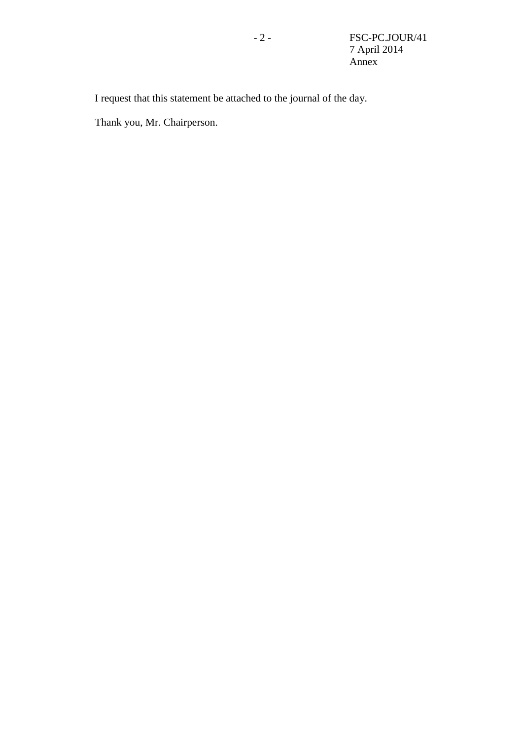I request that this statement be attached to the journal of the day.

Thank you, Mr. Chairperson.